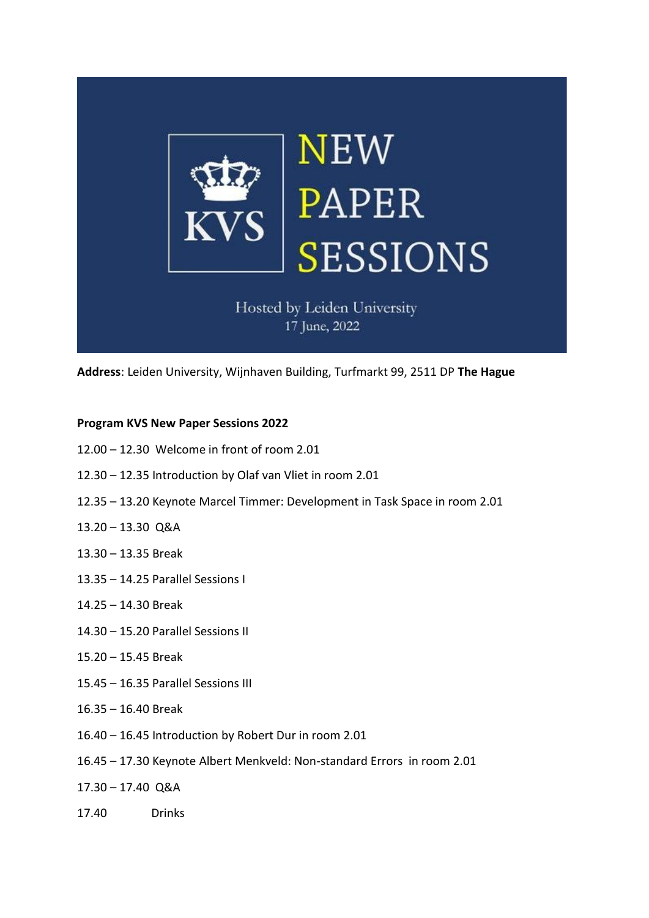# NEW PAPER SESSIONS

KVS

Hosted by Leiden University
17 June, 2022

**Address**: Leiden University, Wijnhaven Building, Turfmarkt 99, 2511 DP **The Hague**

**Program KVS New Paper Sessions 2022**

12.00 – 12.30 Welcome in front of room 2.01

12.30 – 12.35 Introduction by Olaf van Vliet in room 2.01

12.35 – 13.20 Keynote Marcel Timmer: Development in Task Space in room 2.01

13.20 – 13.30 Q&A

13.30 – 13.35 Break

13.35 – 14.25 Parallel Sessions I

14.25 – 14.30 Break

14.30 – 15.20 Parallel Sessions II

15.20 – 15.45 Break

15.45 – 16.35 Parallel Sessions III

16.35 – 16.40 Break

16.40 – 16.45 Introduction by Robert Dur in room 2.01

16.45 – 17.30 Keynote Albert Menkveld: Non-standard Errors in room 2.01

17.30 – 17.40 Q&A

17.40 Drinks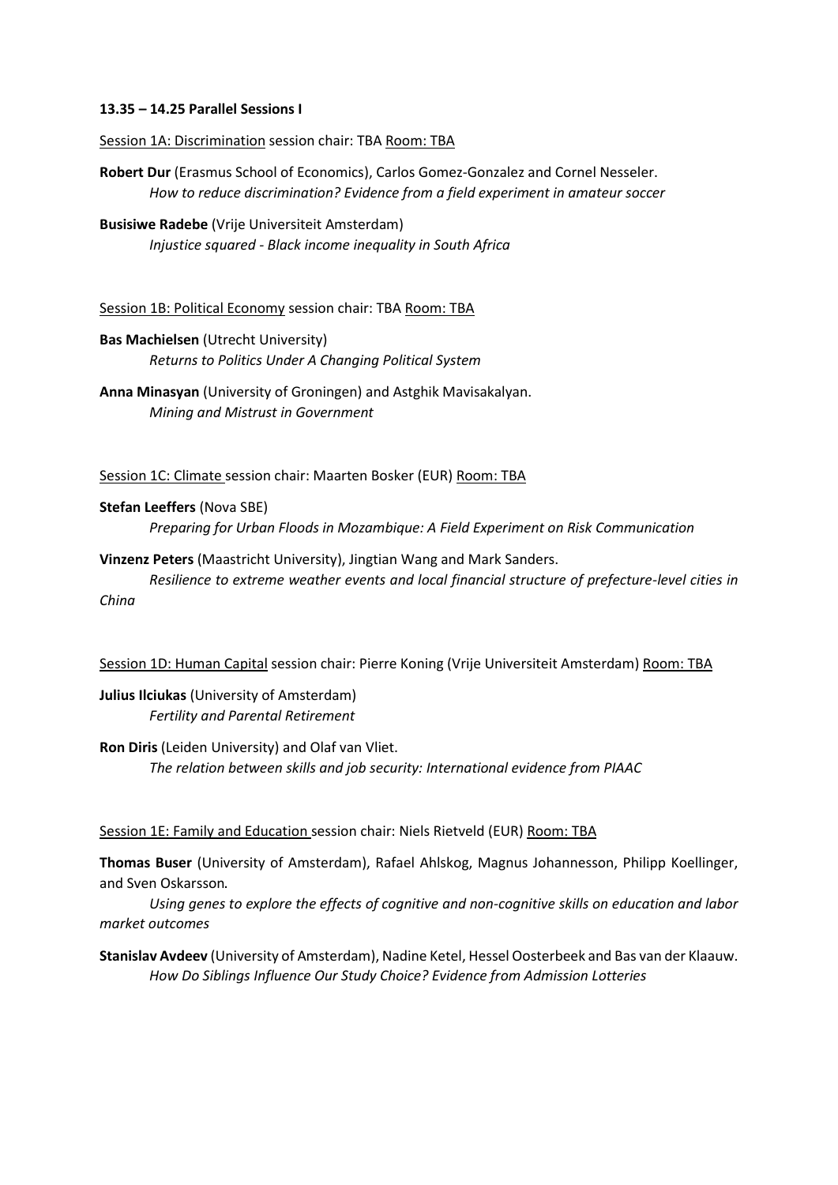**13.35 – 14.25 Parallel Sessions I**

Session 1A: Discrimination session chair: TBA Room: TBA

**Robert Dur** (Erasmus School of Economics), Carlos Gomez-Gonzalez and Cornel Nesseler.
*How to reduce discrimination? Evidence from a field experiment in amateur soccer*

**Busisiwe Radebe** (Vrije Universiteit Amsterdam)
*Injustice squared - Black income inequality in South Africa*

Session 1B: Political Economy session chair: TBA Room: TBA

**Bas Machielsen** (Utrecht University)
*Returns to Politics Under A Changing Political System*

**Anna Minasyan** (University of Groningen) and Astghik Mavisakalyan.
*Mining and Mistrust in Government*

Session 1C: Climate session chair: Maarten Bosker (EUR) Room: TBA

**Stefan Leeffers** (Nova SBE)
*Preparing for Urban Floods in Mozambique: A Field Experiment on Risk Communication*

**Vinzenz Peters** (Maastricht University), Jingtian Wang and Mark Sanders.
*Resilience to extreme weather events and local financial structure of prefecture-level cities in China*

Session 1D: Human Capital session chair: Pierre Koning (Vrije Universiteit Amsterdam) Room: TBA

**Julius Ilciukas** (University of Amsterdam)
*Fertility and Parental Retirement*

**Ron Diris** (Leiden University) and Olaf van Vliet.
*The relation between skills and job security: International evidence from PIAAC*

Session 1E: Family and Education session chair: Niels Rietveld (EUR) Room: TBA

**Thomas Buser** (University of Amsterdam), Rafael Ahlskog, Magnus Johannesson, Philipp Koellinger, and Sven Oskarsson.
*Using genes to explore the effects of cognitive and non-cognitive skills on education and labor market outcomes*

**Stanislav Avdeev** (University of Amsterdam), Nadine Ketel, Hessel Oosterbeek and Bas van der Klaauw.
*How Do Siblings Influence Our Study Choice? Evidence from Admission Lotteries*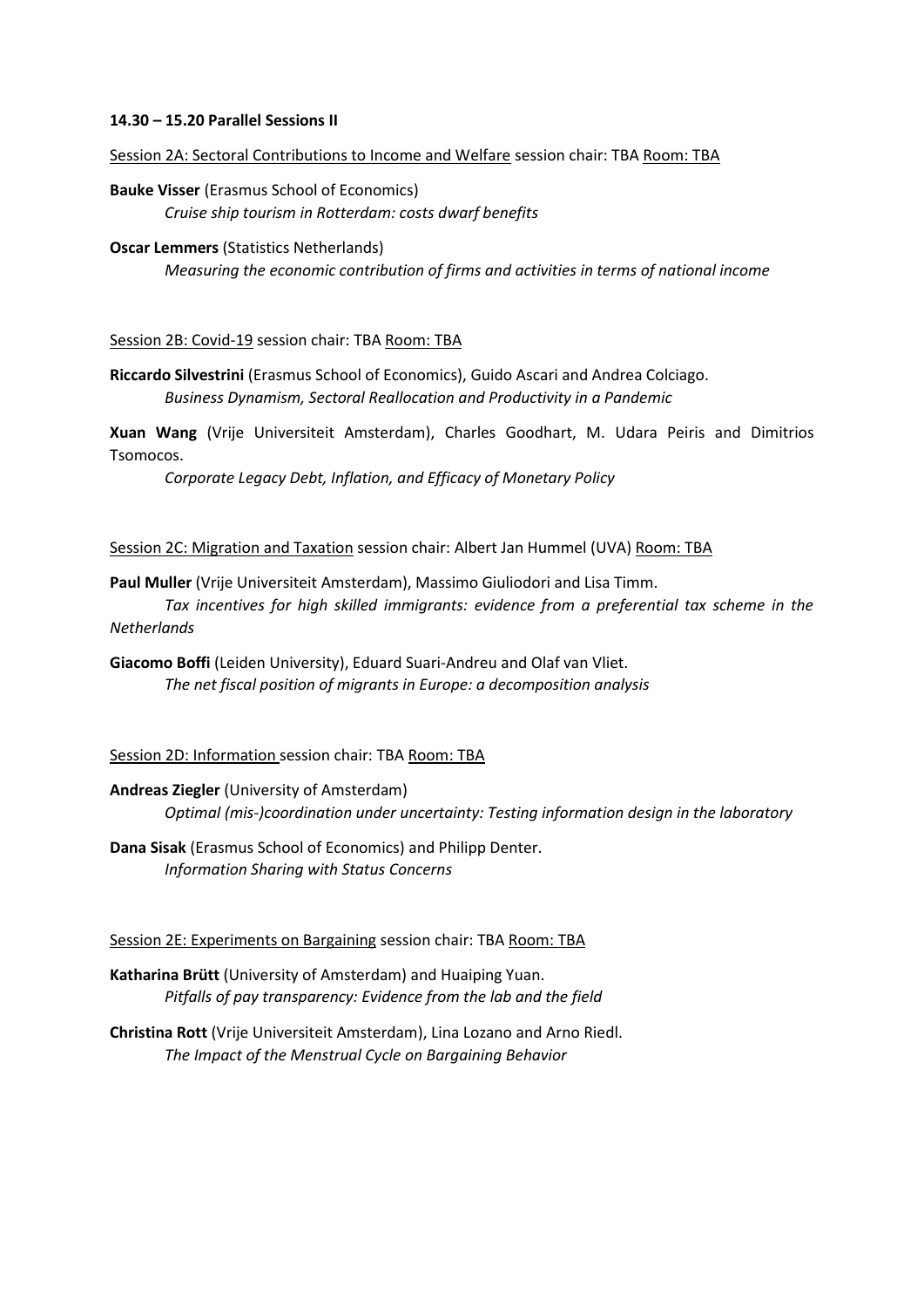**14.30 – 15.20 Parallel Sessions II**

Session 2A: Sectoral Contributions to Income and Welfare session chair: TBA Room: TBA

**Bauke Visser** (Erasmus School of Economics)
*Cruise ship tourism in Rotterdam: costs dwarf benefits*

**Oscar Lemmers** (Statistics Netherlands)
*Measuring the economic contribution of firms and activities in terms of national income*

Session 2B: Covid-19 session chair: TBA Room: TBA

**Riccardo Silvestrini** (Erasmus School of Economics), Guido Ascari and Andrea Colciago.
*Business Dynamism, Sectoral Reallocation and Productivity in a Pandemic*

**Xuan Wang** (Vrije Universiteit Amsterdam), Charles Goodhart, M. Udara Peiris and Dimitrios Tsomocos.
*Corporate Legacy Debt, Inflation, and Efficacy of Monetary Policy*

Session 2C: Migration and Taxation session chair: Albert Jan Hummel (UVA) Room: TBA

**Paul Muller** (Vrije Universiteit Amsterdam), Massimo Giuliodori and Lisa Timm.
*Tax incentives for high skilled immigrants: evidence from a preferential tax scheme in the Netherlands*

**Giacomo Boffi** (Leiden University), Eduard Suari-Andreu and Olaf van Vliet.
*The net fiscal position of migrants in Europe: a decomposition analysis*

Session 2D: Information session chair: TBA Room: TBA

**Andreas Ziegler** (University of Amsterdam)
*Optimal (mis-)coordination under uncertainty: Testing information design in the laboratory*

**Dana Sisak** (Erasmus School of Economics) and Philipp Denter.
*Information Sharing with Status Concerns*

Session 2E: Experiments on Bargaining session chair: TBA Room: TBA

**Katharina Brütt** (University of Amsterdam) and Huaiping Yuan.
*Pitfalls of pay transparency: Evidence from the lab and the field*

**Christina Rott** (Vrije Universiteit Amsterdam), Lina Lozano and Arno Riedl.
*The Impact of the Menstrual Cycle on Bargaining Behavior*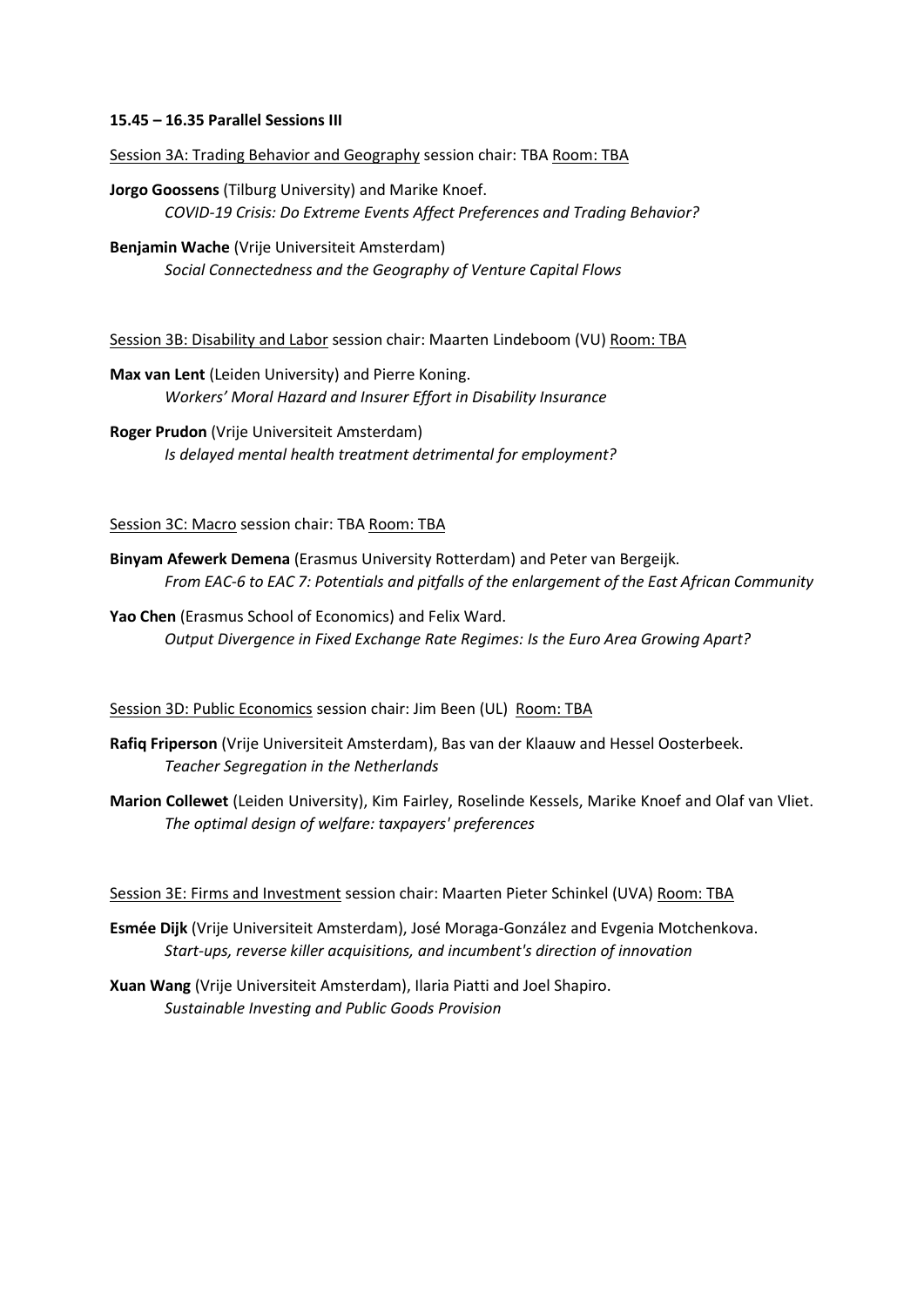**15.45 – 16.35 Parallel Sessions III**

Session 3A: Trading Behavior and Geography session chair: TBA Room: TBA

**Jorgo Goossens** (Tilburg University) and Marike Knoef.
*COVID-19 Crisis: Do Extreme Events Affect Preferences and Trading Behavior?*

**Benjamin Wache** (Vrije Universiteit Amsterdam)
*Social Connectedness and the Geography of Venture Capital Flows*

Session 3B: Disability and Labor session chair: Maarten Lindeboom (VU) Room: TBA

**Max van Lent** (Leiden University) and Pierre Koning.
*Workers' Moral Hazard and Insurer Effort in Disability Insurance*

**Roger Prudon** (Vrije Universiteit Amsterdam)
*Is delayed mental health treatment detrimental for employment?*

Session 3C: Macro session chair: TBA Room: TBA

**Binyam Afewerk Demena** (Erasmus University Rotterdam) and Peter van Bergeijk.
*From EAC-6 to EAC 7: Potentials and pitfalls of the enlargement of the East African Community*

**Yao Chen** (Erasmus School of Economics) and Felix Ward.
*Output Divergence in Fixed Exchange Rate Regimes: Is the Euro Area Growing Apart?*

Session 3D: Public Economics session chair: Jim Been (UL) Room: TBA

**Rafiq Friperson** (Vrije Universiteit Amsterdam), Bas van der Klaauw and Hessel Oosterbeek.
*Teacher Segregation in the Netherlands*

**Marion Collewet** (Leiden University), Kim Fairley, Roselinde Kessels, Marike Knoef and Olaf van Vliet.
*The optimal design of welfare: taxpayers' preferences*

Session 3E: Firms and Investment session chair: Maarten Pieter Schinkel (UVA) Room: TBA

**Esmée Dijk** (Vrije Universiteit Amsterdam), José Moraga-González and Evgenia Motchenkova.
*Start-ups, reverse killer acquisitions, and incumbent's direction of innovation*

**Xuan Wang** (Vrije Universiteit Amsterdam), Ilaria Piatti and Joel Shapiro.
*Sustainable Investing and Public Goods Provision*